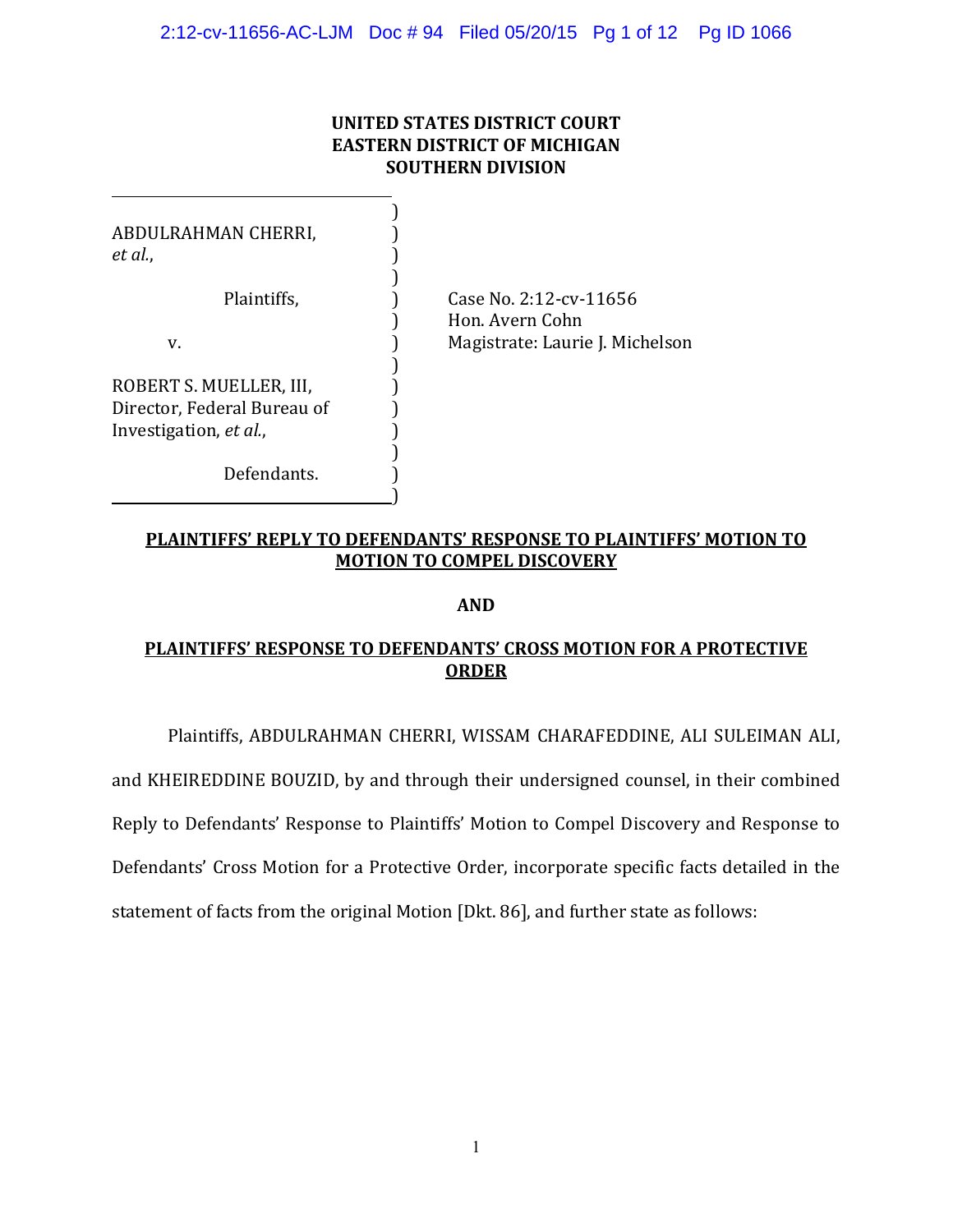**UNITED STATES DISTRICT COURT**
**EASTERN DISTRICT OF MICHIGAN**
**SOUTHERN DIVISION**

ABDULRAHMAN CHERRI, *et al.*,

Plaintiffs,

v.

ROBERT S. MUELLER, III, Director, Federal Bureau of Investigation, *et al.*,

Defendants.

Case No. 2:12-cv-11656
Hon. Avern Cohn
Magistrate: Laurie J. Michelson

**PLAINTIFFS' REPLY TO DEFENDANTS' RESPONSE TO PLAINTIFFS' MOTION TO MOTION TO COMPEL DISCOVERY**

**AND**

**PLAINTIFFS' RESPONSE TO DEFENDANTS' CROSS MOTION FOR A PROTECTIVE ORDER**

Plaintiffs, ABDULRAHMAN CHERRI, WISSAM CHARAFEDDINE, ALI SULEIMAN ALI, and KHEIREDDINE BOUZID, by and through their undersigned counsel, in their combined Reply to Defendants' Response to Plaintiffs' Motion to Compel Discovery and Response to Defendants' Cross Motion for a Protective Order, incorporate specific facts detailed in the statement of facts from the original Motion [Dkt. 86], and further state as follows: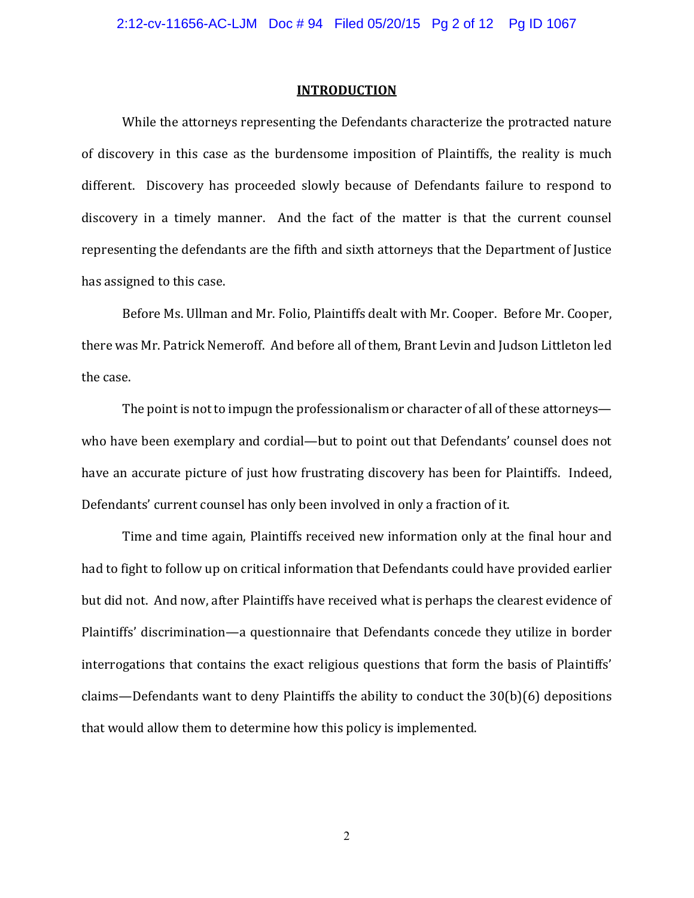## INTRODUCTION

While the attorneys representing the Defendants characterize the protracted nature of discovery in this case as the burdensome imposition of Plaintiffs, the reality is much different. Discovery has proceeded slowly because of Defendants failure to respond to discovery in a timely manner. And the fact of the matter is that the current counsel representing the defendants are the fifth and sixth attorneys that the Department of Justice has assigned to this case.

Before Ms. Ullman and Mr. Folio, Plaintiffs dealt with Mr. Cooper. Before Mr. Cooper, there was Mr. Patrick Nemeroff. And before all of them, Brant Levin and Judson Littleton led the case.

The point is not to impugn the professionalism or character of all of these attorneys—who have been exemplary and cordial—but to point out that Defendants' counsel does not have an accurate picture of just how frustrating discovery has been for Plaintiffs. Indeed, Defendants' current counsel has only been involved in only a fraction of it.

Time and time again, Plaintiffs received new information only at the final hour and had to fight to follow up on critical information that Defendants could have provided earlier but did not. And now, after Plaintiffs have received what is perhaps the clearest evidence of Plaintiffs' discrimination—a questionnaire that Defendants concede they utilize in border interrogations that contains the exact religious questions that form the basis of Plaintiffs' claims—Defendants want to deny Plaintiffs the ability to conduct the 30(b)(6) depositions that would allow them to determine how this policy is implemented.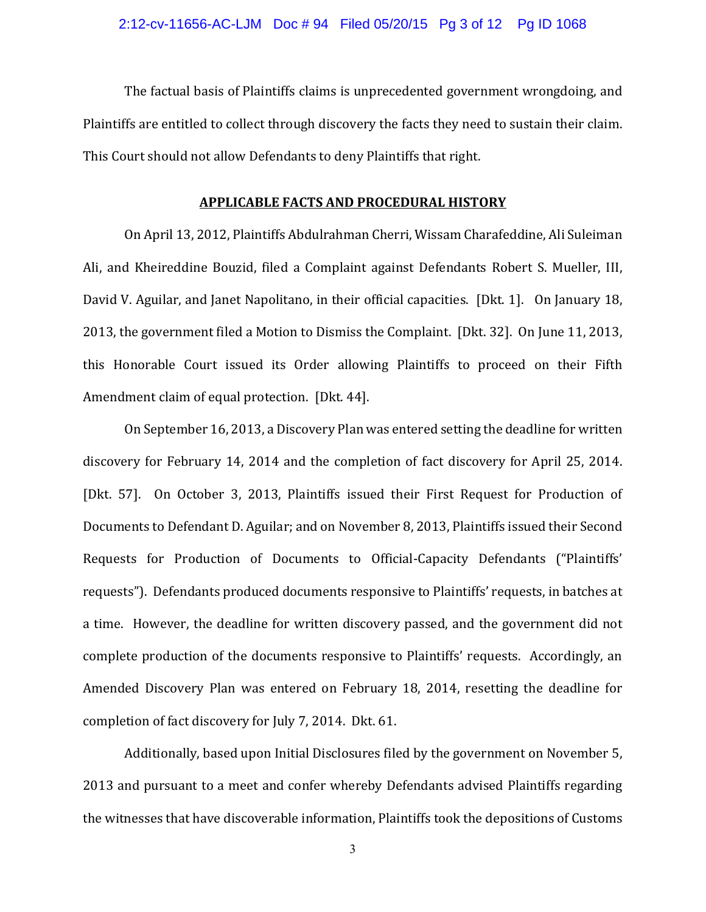The factual basis of Plaintiffs claims is unprecedented government wrongdoing, and Plaintiffs are entitled to collect through discovery the facts they need to sustain their claim. This Court should not allow Defendants to deny Plaintiffs that right.

## APPLICABLE FACTS AND PROCEDURAL HISTORY

On April 13, 2012, Plaintiffs Abdulrahman Cherri, Wissam Charafeddine, Ali Suleiman Ali, and Kheireddine Bouzid, filed a Complaint against Defendants Robert S. Mueller, III, David V. Aguilar, and Janet Napolitano, in their official capacities. [Dkt. 1]. On January 18, 2013, the government filed a Motion to Dismiss the Complaint. [Dkt. 32]. On June 11, 2013, this Honorable Court issued its Order allowing Plaintiffs to proceed on their Fifth Amendment claim of equal protection. [Dkt. 44].

On September 16, 2013, a Discovery Plan was entered setting the deadline for written discovery for February 14, 2014 and the completion of fact discovery for April 25, 2014. [Dkt. 57]. On October 3, 2013, Plaintiffs issued their First Request for Production of Documents to Defendant D. Aguilar; and on November 8, 2013, Plaintiffs issued their Second Requests for Production of Documents to Official-Capacity Defendants ("Plaintiffs' requests"). Defendants produced documents responsive to Plaintiffs' requests, in batches at a time. However, the deadline for written discovery passed, and the government did not complete production of the documents responsive to Plaintiffs' requests. Accordingly, an Amended Discovery Plan was entered on February 18, 2014, resetting the deadline for completion of fact discovery for July 7, 2014. Dkt. 61.

Additionally, based upon Initial Disclosures filed by the government on November 5, 2013 and pursuant to a meet and confer whereby Defendants advised Plaintiffs regarding the witnesses that have discoverable information, Plaintiffs took the depositions of Customs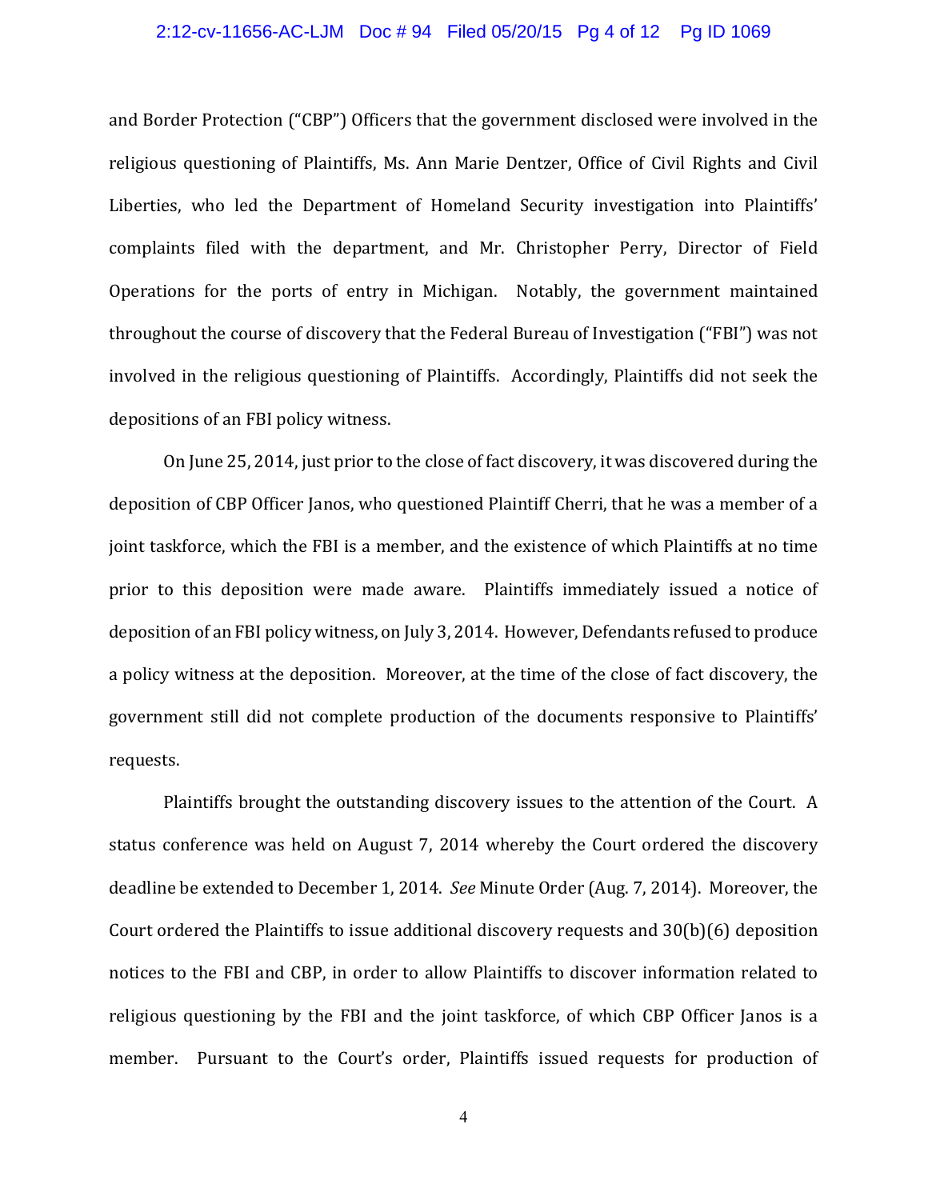and Border Protection ("CBP") Officers that the government disclosed were involved in the religious questioning of Plaintiffs, Ms. Ann Marie Dentzer, Office of Civil Rights and Civil Liberties, who led the Department of Homeland Security investigation into Plaintiffs' complaints filed with the department, and Mr. Christopher Perry, Director of Field Operations for the ports of entry in Michigan. Notably, the government maintained throughout the course of discovery that the Federal Bureau of Investigation ("FBI") was not involved in the religious questioning of Plaintiffs. Accordingly, Plaintiffs did not seek the depositions of an FBI policy witness.

On June 25, 2014, just prior to the close of fact discovery, it was discovered during the deposition of CBP Officer Janos, who questioned Plaintiff Cherri, that he was a member of a joint taskforce, which the FBI is a member, and the existence of which Plaintiffs at no time prior to this deposition were made aware. Plaintiffs immediately issued a notice of deposition of an FBI policy witness, on July 3, 2014. However, Defendants refused to produce a policy witness at the deposition. Moreover, at the time of the close of fact discovery, the government still did not complete production of the documents responsive to Plaintiffs' requests.

Plaintiffs brought the outstanding discovery issues to the attention of the Court. A status conference was held on August 7, 2014 whereby the Court ordered the discovery deadline be extended to December 1, 2014. *See* Minute Order (Aug. 7, 2014). Moreover, the Court ordered the Plaintiffs to issue additional discovery requests and 30(b)(6) deposition notices to the FBI and CBP, in order to allow Plaintiffs to discover information related to religious questioning by the FBI and the joint taskforce, of which CBP Officer Janos is a member. Pursuant to the Court's order, Plaintiffs issued requests for production of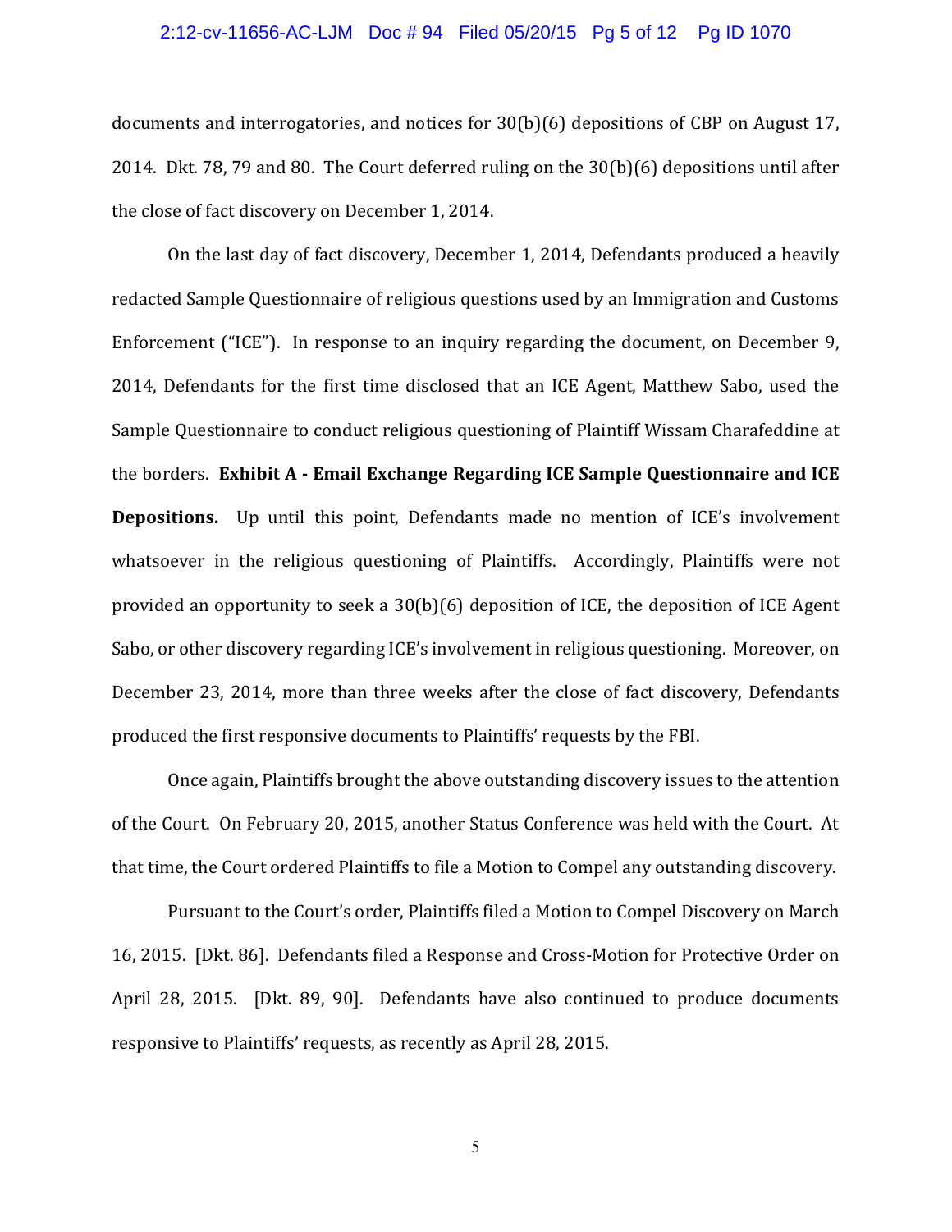documents and interrogatories, and notices for 30(b)(6) depositions of CBP on August 17, 2014. Dkt. 78, 79 and 80. The Court deferred ruling on the 30(b)(6) depositions until after the close of fact discovery on December 1, 2014.

On the last day of fact discovery, December 1, 2014, Defendants produced a heavily redacted Sample Questionnaire of religious questions used by an Immigration and Customs Enforcement ("ICE"). In response to an inquiry regarding the document, on December 9, 2014, Defendants for the first time disclosed that an ICE Agent, Matthew Sabo, used the Sample Questionnaire to conduct religious questioning of Plaintiff Wissam Charafeddine at the borders. **Exhibit A - Email Exchange Regarding ICE Sample Questionnaire and ICE Depositions.** Up until this point, Defendants made no mention of ICE's involvement whatsoever in the religious questioning of Plaintiffs. Accordingly, Plaintiffs were not provided an opportunity to seek a 30(b)(6) deposition of ICE, the deposition of ICE Agent Sabo, or other discovery regarding ICE's involvement in religious questioning. Moreover, on December 23, 2014, more than three weeks after the close of fact discovery, Defendants produced the first responsive documents to Plaintiffs' requests by the FBI.

Once again, Plaintiffs brought the above outstanding discovery issues to the attention of the Court. On February 20, 2015, another Status Conference was held with the Court. At that time, the Court ordered Plaintiffs to file a Motion to Compel any outstanding discovery.

Pursuant to the Court's order, Plaintiffs filed a Motion to Compel Discovery on March 16, 2015. [Dkt. 86]. Defendants filed a Response and Cross-Motion for Protective Order on April 28, 2015. [Dkt. 89, 90]. Defendants have also continued to produce documents responsive to Plaintiffs' requests, as recently as April 28, 2015.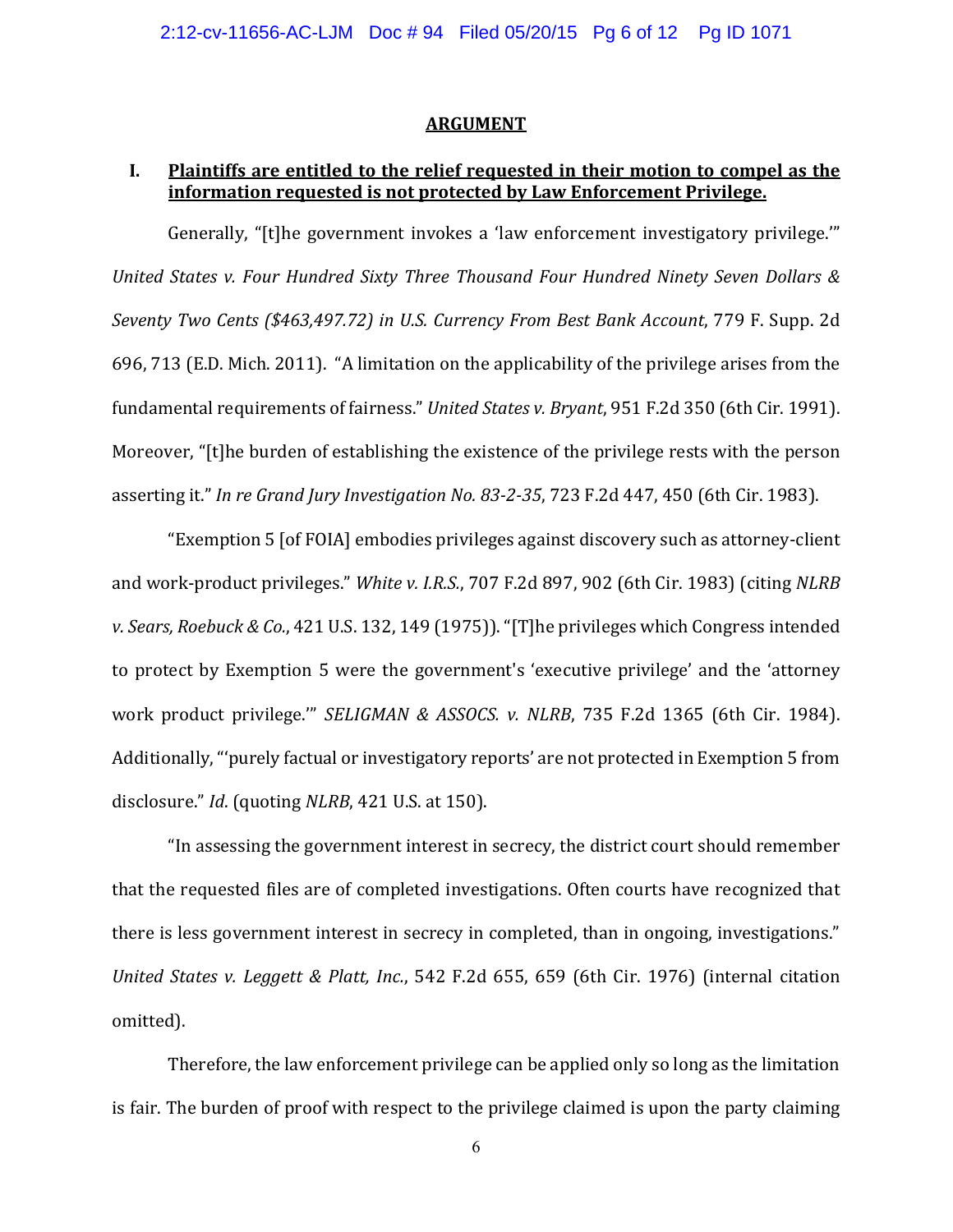## ARGUMENT

### I. Plaintiffs are entitled to the relief requested in their motion to compel as the information requested is not protected by Law Enforcement Privilege.

Generally, "[t]he government invokes a 'law enforcement investigatory privilege.'" *United States v. Four Hundred Sixty Three Thousand Four Hundred Ninety Seven Dollars & Seventy Two Cents ($463,497.72) in U.S. Currency From Best Bank Account*, 779 F. Supp. 2d 696, 713 (E.D. Mich. 2011). "A limitation on the applicability of the privilege arises from the fundamental requirements of fairness." *United States v. Bryant*, 951 F.2d 350 (6th Cir. 1991). Moreover, "[t]he burden of establishing the existence of the privilege rests with the person asserting it." *In re Grand Jury Investigation No. 83-2-35*, 723 F.2d 447, 450 (6th Cir. 1983).

"Exemption 5 [of FOIA] embodies privileges against discovery such as attorney-client and work-product privileges." *White v. I.R.S.*, 707 F.2d 897, 902 (6th Cir. 1983) (citing *NLRB v. Sears, Roebuck & Co.*, 421 U.S. 132, 149 (1975)). "[T]he privileges which Congress intended to protect by Exemption 5 were the government's 'executive privilege' and the 'attorney work product privilege.'" *SELIGMAN & ASSOCS. v. NLRB*, 735 F.2d 1365 (6th Cir. 1984). Additionally, "'purely factual or investigatory reports' are not protected in Exemption 5 from disclosure." *Id*. (quoting *NLRB*, 421 U.S. at 150).

"In assessing the government interest in secrecy, the district court should remember that the requested files are of completed investigations. Often courts have recognized that there is less government interest in secrecy in completed, than in ongoing, investigations." *United States v. Leggett & Platt, Inc.*, 542 F.2d 655, 659 (6th Cir. 1976) (internal citation omitted).

Therefore, the law enforcement privilege can be applied only so long as the limitation is fair. The burden of proof with respect to the privilege claimed is upon the party claiming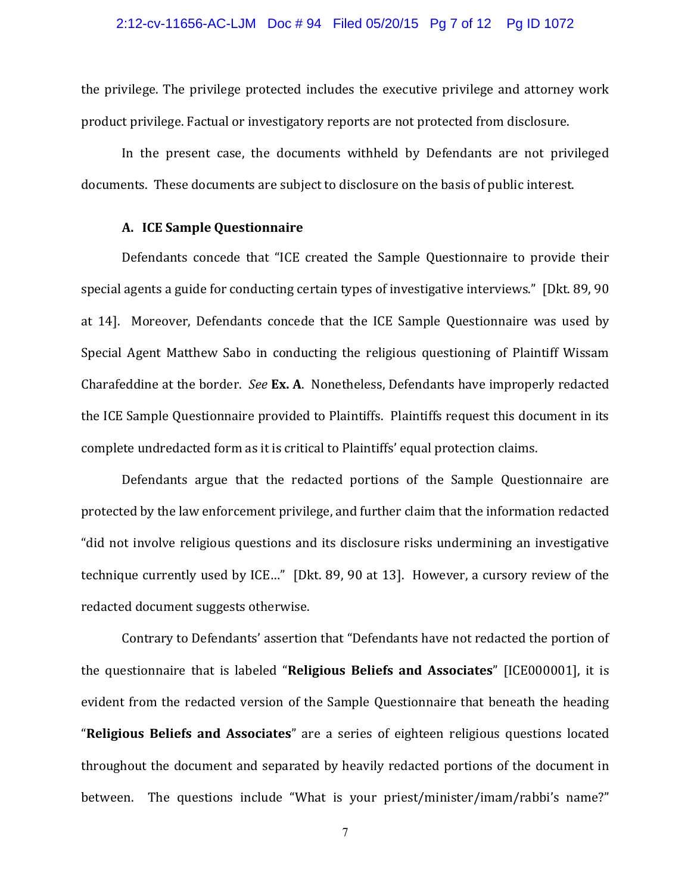the privilege. The privilege protected includes the executive privilege and attorney work product privilege. Factual or investigatory reports are not protected from disclosure.

In the present case, the documents withheld by Defendants are not privileged documents. These documents are subject to disclosure on the basis of public interest.

### A. ICE Sample Questionnaire

Defendants concede that "ICE created the Sample Questionnaire to provide their special agents a guide for conducting certain types of investigative interviews." [Dkt. 89, 90 at 14]. Moreover, Defendants concede that the ICE Sample Questionnaire was used by Special Agent Matthew Sabo in conducting the religious questioning of Plaintiff Wissam Charafeddine at the border. *See* **Ex. A**. Nonetheless, Defendants have improperly redacted the ICE Sample Questionnaire provided to Plaintiffs. Plaintiffs request this document in its complete undredacted form as it is critical to Plaintiffs' equal protection claims.

Defendants argue that the redacted portions of the Sample Questionnaire are protected by the law enforcement privilege, and further claim that the information redacted "did not involve religious questions and its disclosure risks undermining an investigative technique currently used by ICE…" [Dkt. 89, 90 at 13]. However, a cursory review of the redacted document suggests otherwise.

Contrary to Defendants' assertion that "Defendants have not redacted the portion of the questionnaire that is labeled "**Religious Beliefs and Associates**" [ICE000001], it is evident from the redacted version of the Sample Questionnaire that beneath the heading "**Religious Beliefs and Associates**" are a series of eighteen religious questions located throughout the document and separated by heavily redacted portions of the document in between. The questions include "What is your priest/minister/imam/rabbi's name?"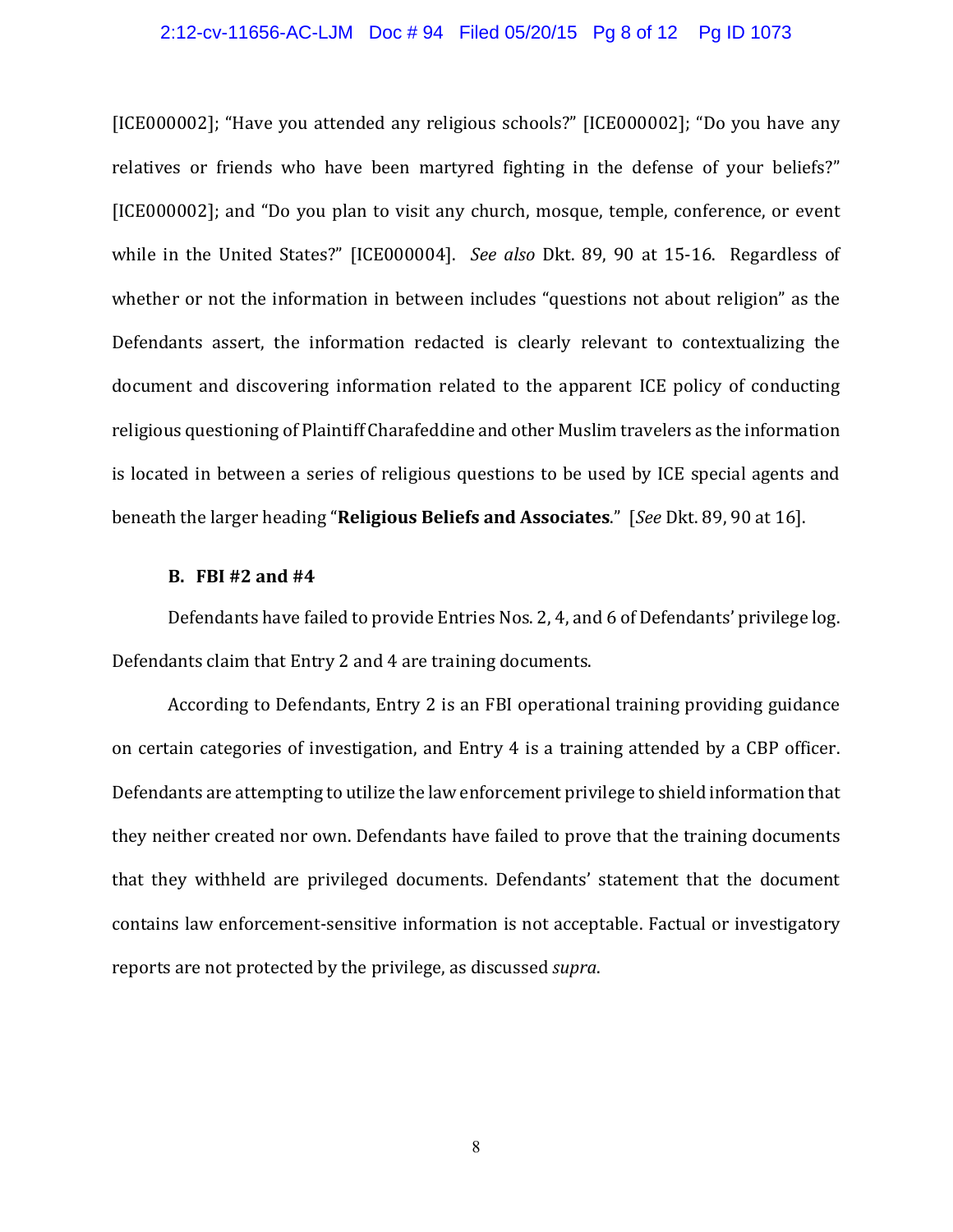[ICE000002]; "Have you attended any religious schools?" [ICE000002]; "Do you have any relatives or friends who have been martyred fighting in the defense of your beliefs?" [ICE000002]; and "Do you plan to visit any church, mosque, temple, conference, or event while in the United States?" [ICE000004]. *See also* Dkt. 89, 90 at 15-16. Regardless of whether or not the information in between includes "questions not about religion" as the Defendants assert, the information redacted is clearly relevant to contextualizing the document and discovering information related to the apparent ICE policy of conducting religious questioning of Plaintiff Charafeddine and other Muslim travelers as the information is located in between a series of religious questions to be used by ICE special agents and beneath the larger heading "**Religious Beliefs and Associates**." [*See* Dkt. 89, 90 at 16].

### B. FBI #2 and #4

Defendants have failed to provide Entries Nos. 2, 4, and 6 of Defendants' privilege log. Defendants claim that Entry 2 and 4 are training documents.

According to Defendants, Entry 2 is an FBI operational training providing guidance on certain categories of investigation, and Entry 4 is a training attended by a CBP officer. Defendants are attempting to utilize the law enforcement privilege to shield information that they neither created nor own. Defendants have failed to prove that the training documents that they withheld are privileged documents. Defendants' statement that the document contains law enforcement-sensitive information is not acceptable. Factual or investigatory reports are not protected by the privilege, as discussed *supra*.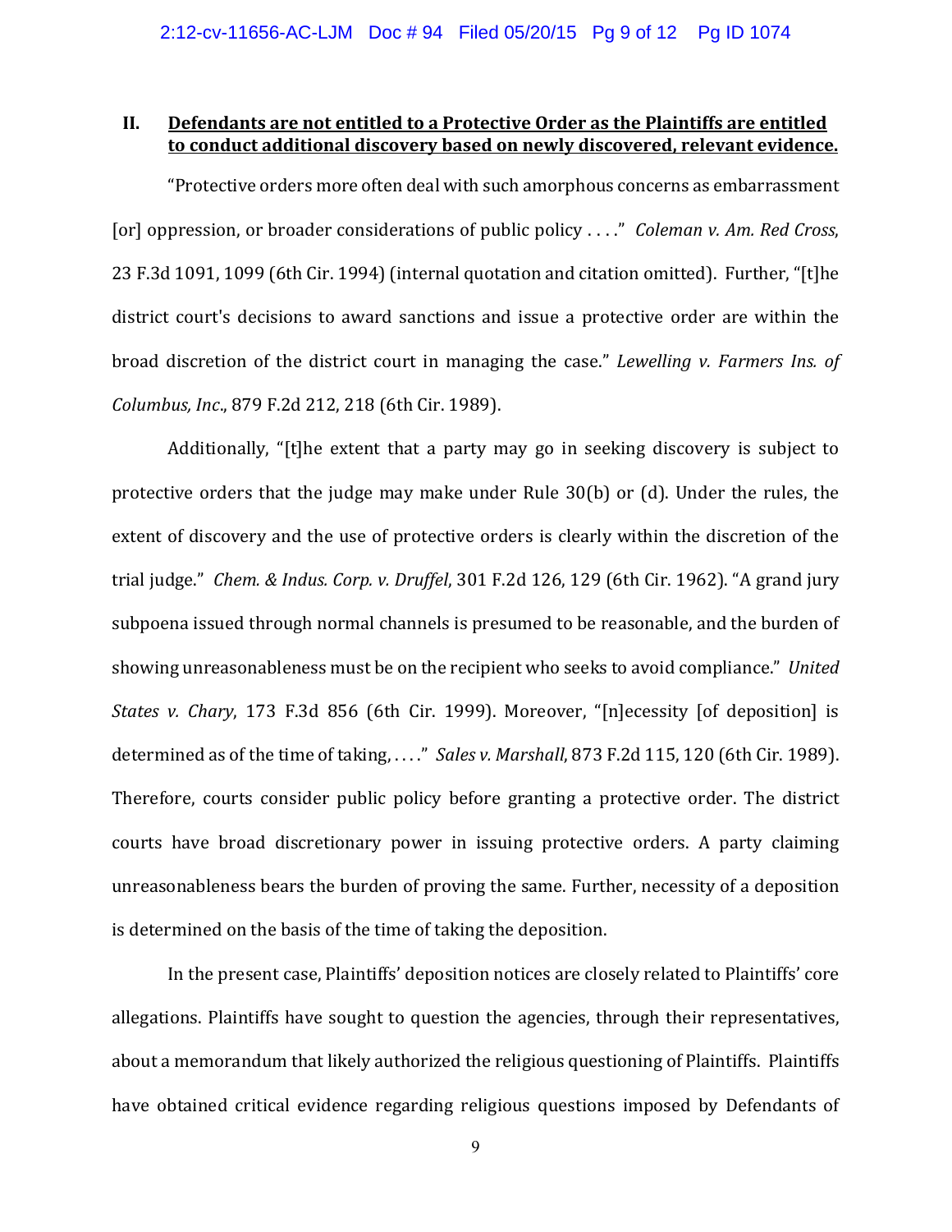## II. <u>Defendants are not entitled to a Protective Order as the Plaintiffs are entitled to conduct additional discovery based on newly discovered, relevant evidence.</u>

"Protective orders more often deal with such amorphous concerns as embarrassment [or] oppression, or broader considerations of public policy . . . ." *Coleman v. Am. Red Cross*, 23 F.3d 1091, 1099 (6th Cir. 1994) (internal quotation and citation omitted). Further, "[t]he district court's decisions to award sanctions and issue a protective order are within the broad discretion of the district court in managing the case." *Lewelling v. Farmers Ins. of Columbus, Inc*., 879 F.2d 212, 218 (6th Cir. 1989).

Additionally, "[t]he extent that a party may go in seeking discovery is subject to protective orders that the judge may make under Rule 30(b) or (d). Under the rules, the extent of discovery and the use of protective orders is clearly within the discretion of the trial judge." *Chem. & Indus. Corp. v. Druffel*, 301 F.2d 126, 129 (6th Cir. 1962). "A grand jury subpoena issued through normal channels is presumed to be reasonable, and the burden of showing unreasonableness must be on the recipient who seeks to avoid compliance." *United States v. Chary*, 173 F.3d 856 (6th Cir. 1999). Moreover, "[n]ecessity [of deposition] is determined as of the time of taking, . . . ." *Sales v. Marshall*, 873 F.2d 115, 120 (6th Cir. 1989). Therefore, courts consider public policy before granting a protective order. The district courts have broad discretionary power in issuing protective orders. A party claiming unreasonableness bears the burden of proving the same. Further, necessity of a deposition is determined on the basis of the time of taking the deposition.

In the present case, Plaintiffs' deposition notices are closely related to Plaintiffs' core allegations. Plaintiffs have sought to question the agencies, through their representatives, about a memorandum that likely authorized the religious questioning of Plaintiffs. Plaintiffs have obtained critical evidence regarding religious questions imposed by Defendants of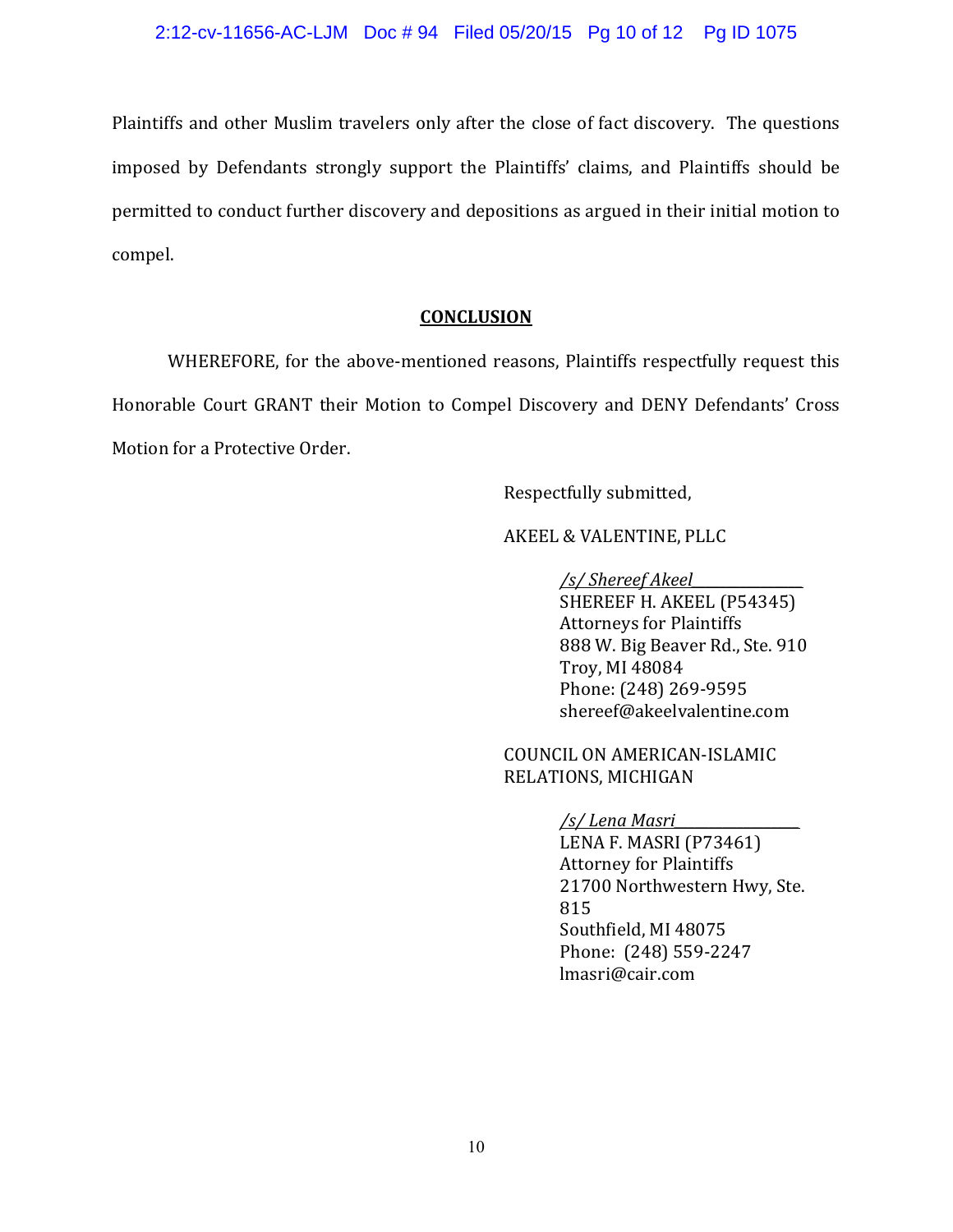Plaintiffs and other Muslim travelers only after the close of fact discovery. The questions imposed by Defendants strongly support the Plaintiffs' claims, and Plaintiffs should be permitted to conduct further discovery and depositions as argued in their initial motion to compel.

## CONCLUSION

WHEREFORE, for the above-mentioned reasons, Plaintiffs respectfully request this Honorable Court GRANT their Motion to Compel Discovery and DENY Defendants' Cross Motion for a Protective Order.

Respectfully submitted,

AKEEL & VALENTINE, PLLC

*/s/ Shereef Akeel*
SHEREEF H. AKEEL (P54345)
Attorneys for Plaintiffs
888 W. Big Beaver Rd., Ste. 910
Troy, MI 48084
Phone: (248) 269-9595
shereef@akeelvalentine.com

COUNCIL ON AMERICAN-ISLAMIC RELATIONS, MICHIGAN

*/s/ Lena Masri*
LENA F. MASRI (P73461)
Attorney for Plaintiffs
21700 Northwestern Hwy, Ste. 815
Southfield, MI 48075
Phone: (248) 559-2247
lmasri@cair.com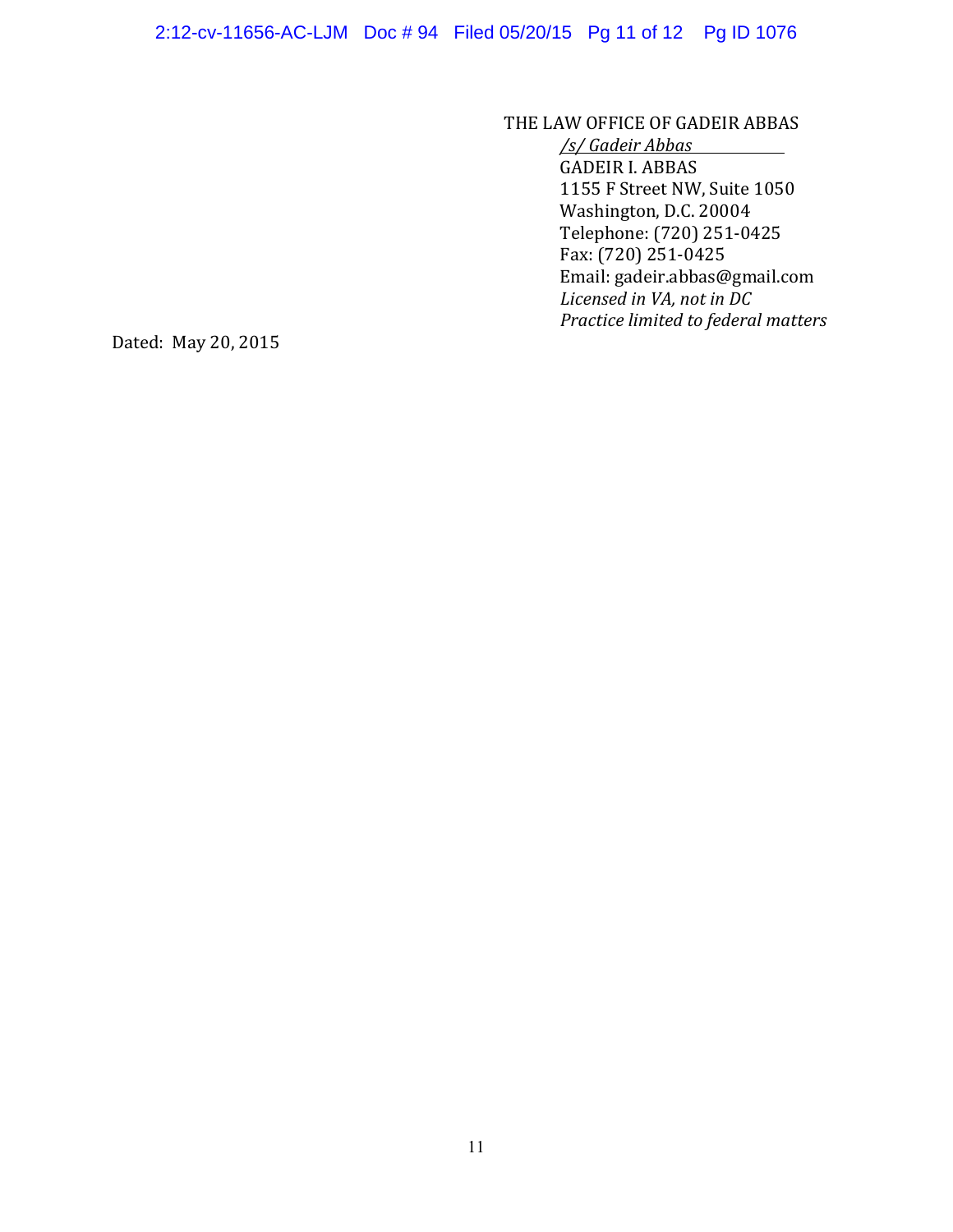THE LAW OFFICE OF GADEIR ABBAS

*/s/ Gadeir Abbas*

GADEIR I. ABBAS

1155 F Street NW, Suite 1050

Washington, D.C. 20004

Telephone: (720) 251-0425

Fax: (720) 251-0425

Email: gadeir.abbas@gmail.com

*Licensed in VA, not in DC*

*Practice limited to federal matters*

Dated: May 20, 2015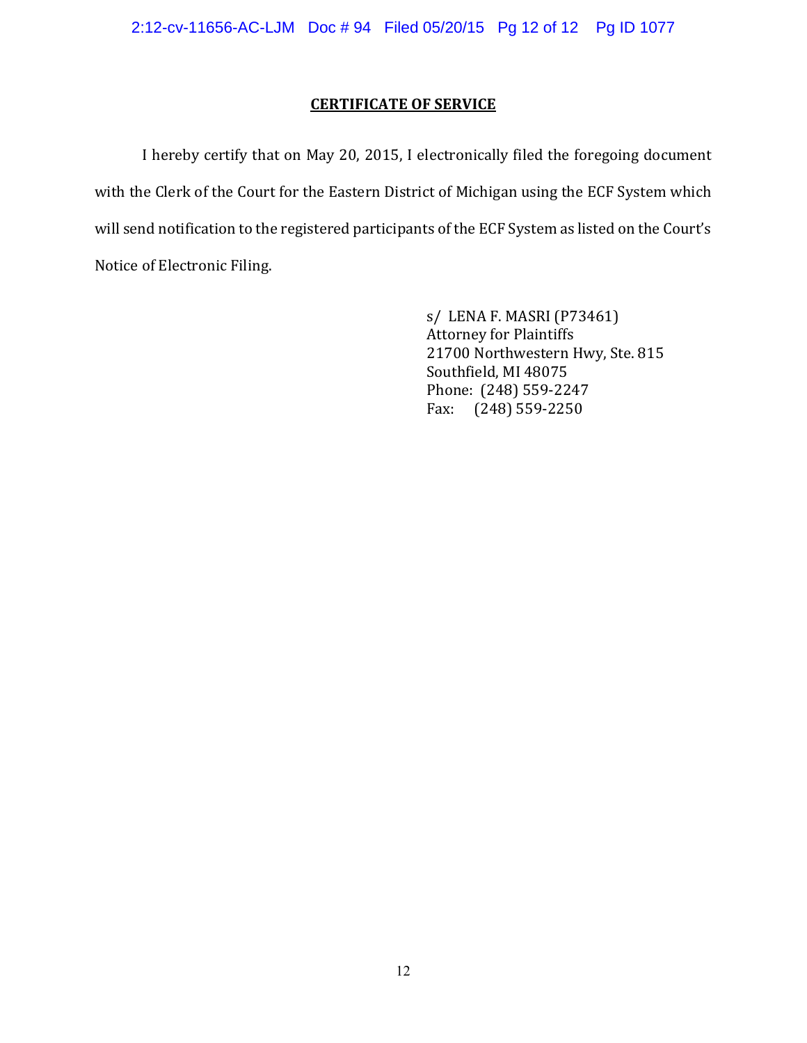## CERTIFICATE OF SERVICE

I hereby certify that on May 20, 2015, I electronically filed the foregoing document with the Clerk of the Court for the Eastern District of Michigan using the ECF System which will send notification to the registered participants of the ECF System as listed on the Court's Notice of Electronic Filing.

s/ LENA F. MASRI (P73461)
Attorney for Plaintiffs
21700 Northwestern Hwy, Ste. 815
Southfield, MI 48075
Phone: (248) 559-2247
Fax: (248) 559-2250